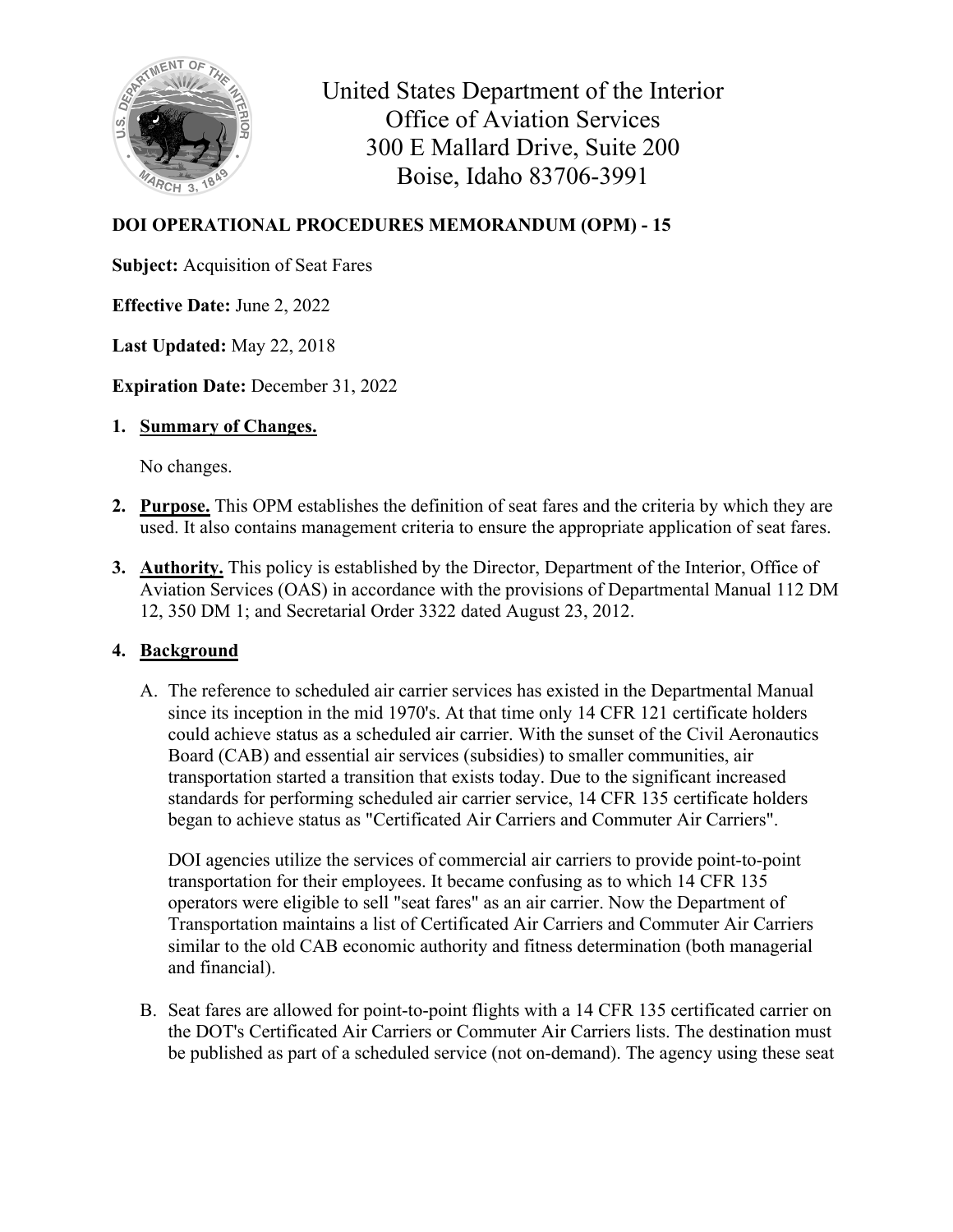United States Department of the Interior
Office of Aviation Services
300 E Mallard Drive, Suite 200
Boise, Idaho 83706-3991

**DOI OPERATIONAL PROCEDURES MEMORANDUM (OPM) - 15**

**Subject:** Acquisition of Seat Fares

**Effective Date:** June 2, 2022

**Last Updated:** May 22, 2018

**Expiration Date:** December 31, 2022

1. **Summary of Changes.**

   No changes.

2. **Purpose.** This OPM establishes the definition of seat fares and the criteria by which they are used. It also contains management criteria to ensure the appropriate application of seat fares.

3. **Authority.** This policy is established by the Director, Department of the Interior, Office of Aviation Services (OAS) in accordance with the provisions of Departmental Manual 112 DM 12, 350 DM 1; and Secretarial Order 3322 dated August 23, 2012.

4. **Background**

   A. The reference to scheduled air carrier services has existed in the Departmental Manual since its inception in the mid 1970's. At that time only 14 CFR 121 certificate holders could achieve status as a scheduled air carrier. With the sunset of the Civil Aeronautics Board (CAB) and essential air services (subsidies) to smaller communities, air transportation started a transition that exists today. Due to the significant increased standards for performing scheduled air carrier service, 14 CFR 135 certificate holders began to achieve status as "Certificated Air Carriers and Commuter Air Carriers".

   DOI agencies utilize the services of commercial air carriers to provide point-to-point transportation for their employees. It became confusing as to which 14 CFR 135 operators were eligible to sell "seat fares" as an air carrier. Now the Department of Transportation maintains a list of Certificated Air Carriers and Commuter Air Carriers similar to the old CAB economic authority and fitness determination (both managerial and financial).

   B. Seat fares are allowed for point-to-point flights with a 14 CFR 135 certificated carrier on the DOT's Certificated Air Carriers or Commuter Air Carriers lists. The destination must be published as part of a scheduled service (not on-demand). The agency using these seat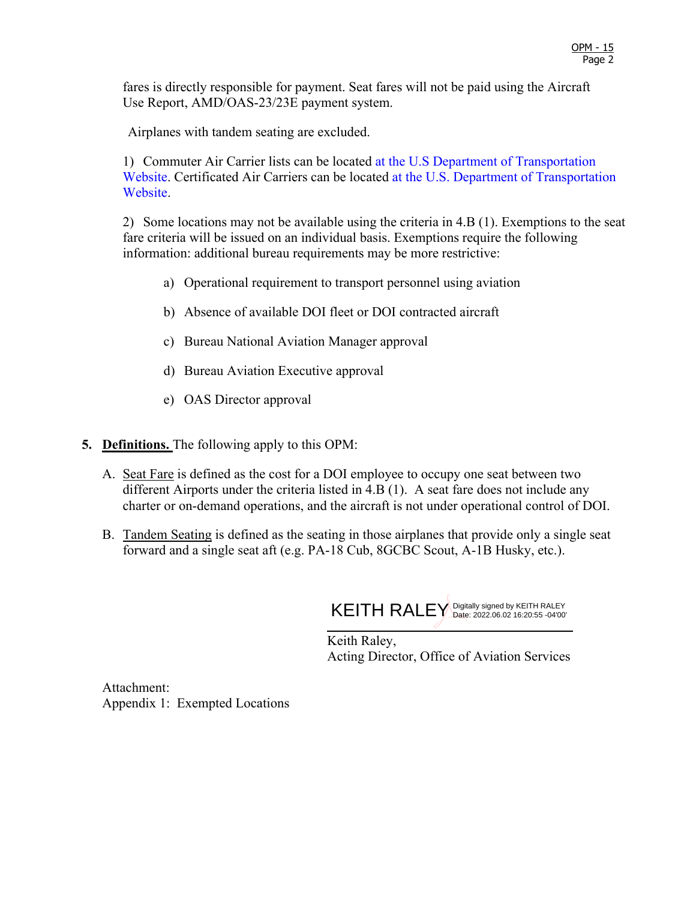fares is directly responsible for payment. Seat fares will not be paid using the Aircraft Use Report, AMD/OAS-23/23E payment system.

Airplanes with tandem seating are excluded.

1) Commuter Air Carrier lists can be located at the U.S Department of Transportation Website. Certificated Air Carriers can be located at the U.S. Department of Transportation Website.

2) Some locations may not be available using the criteria in 4.B (1). Exemptions to the seat fare criteria will be issued on an individual basis. Exemptions require the following information: additional bureau requirements may be more restrictive:

   a) Operational requirement to transport personnel using aviation

   b) Absence of available DOI fleet or DOI contracted aircraft

   c) Bureau National Aviation Manager approval

   d) Bureau Aviation Executive approval

   e) OAS Director approval

**5. Definitions.** The following apply to this OPM:

A. Seat Fare is defined as the cost for a DOI employee to occupy one seat between two different Airports under the criteria listed in 4.B (1). A seat fare does not include any charter or on-demand operations, and the aircraft is not under operational control of DOI.

B. Tandem Seating is defined as the seating in those airplanes that provide only a single seat forward and a single seat aft (e.g. PA-18 Cub, 8GCBC Scout, A-1B Husky, etc.).

KEITH RALEY Digitally signed by KEITH RALEY Date: 2022.06.02 16:20:55 -04'00'

Keith Raley,
Acting Director, Office of Aviation Services

Attachment:
Appendix 1: Exempted Locations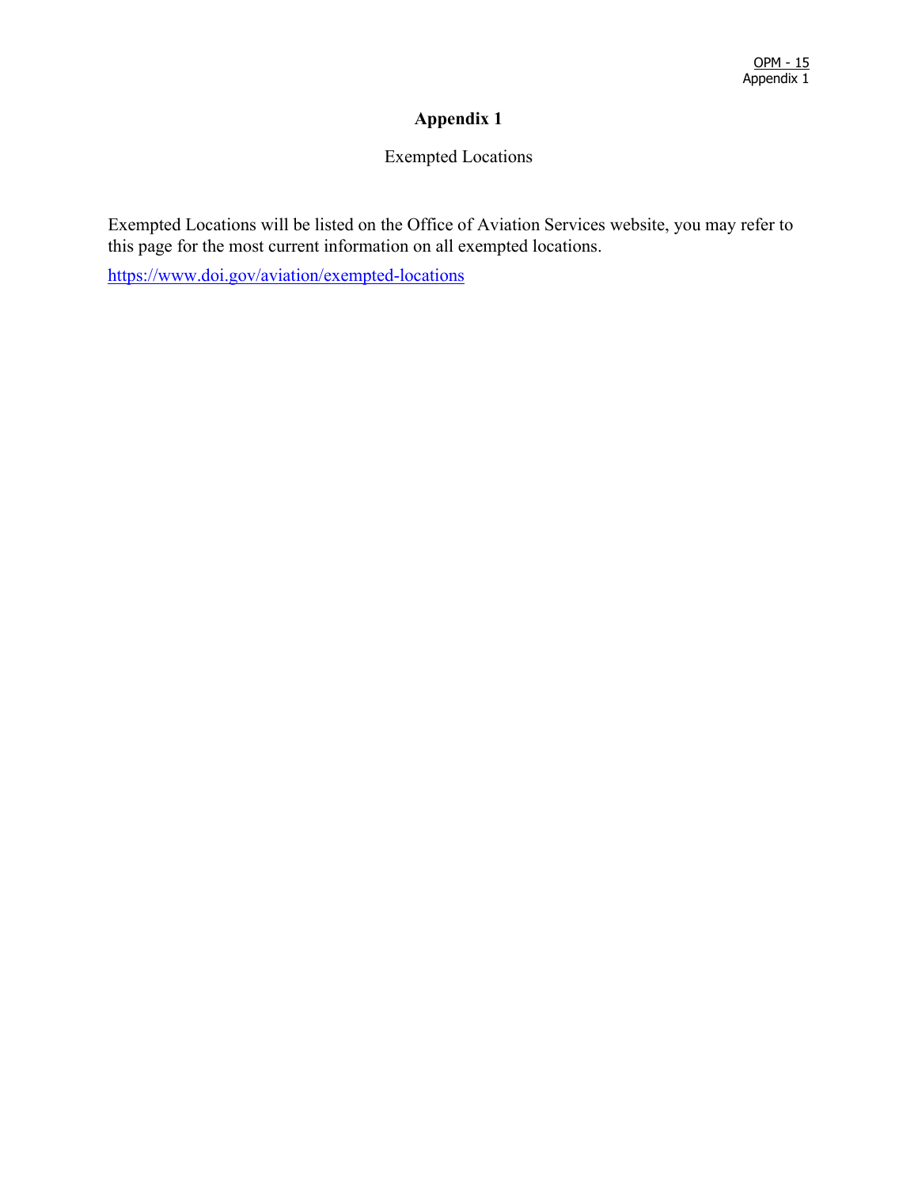# Appendix 1

Exempted Locations

Exempted Locations will be listed on the Office of Aviation Services website, you may refer to this page for the most current information on all exempted locations.

https://www.doi.gov/aviation/exempted-locations